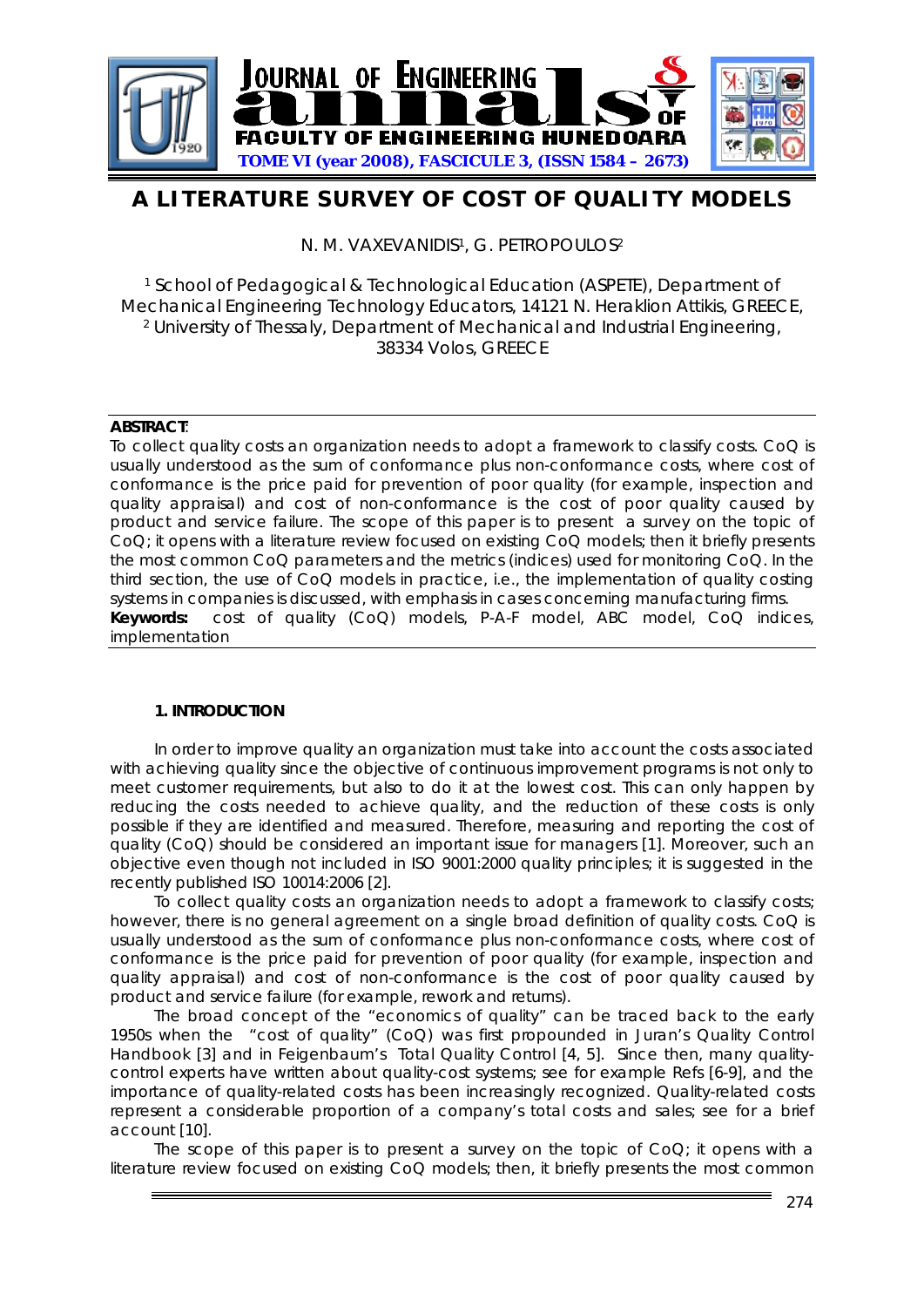# A LITERATURE SURVEY OF COST OF QUALITY MODELS

N. M. VAXEVANIDIS[1], G. PETROPOULOS[2]

[1] School of Pedagogical & Technological Education (ASPETE), Department of Mechanical Engineering Technology Educators, 14121 N. Heraklion Attikis, GREECE,
[2] University of Thessaly, Department of Mechanical and Industrial Engineering, 38334 Volos, GREECE

**ABSTRACT**:

To collect quality costs an organization needs to adopt a framework to classify costs. CoQ is usually understood as the sum of conformance plus non-conformance costs, where cost of conformance is the price paid for prevention of poor quality (for example, inspection and quality appraisal) and cost of non-conformance is the cost of poor quality caused by product and service failure. The scope of this paper is to present a survey on the topic of CoQ; it opens with a literature review focused on existing CoQ models; then it briefly presents the most common CoQ parameters and the metrics (indices) used for monitoring CoQ. In the third section, the use of CoQ models in practice, i.e., the implementation of quality costing systems in companies is discussed, with emphasis in cases concerning manufacturing firms.

**Keywords:** cost of quality (CoQ) models, P-A-F model, ABC model, CoQ indices, implementation

## 1. INTRODUCTION

In order to improve quality an organization must take into account the costs associated with achieving quality since the objective of continuous improvement programs is not only to meet customer requirements, but also to do it at the lowest cost. This can only happen by reducing the costs needed to achieve quality, and the reduction of these costs is only possible if they are identified and measured. Therefore, measuring and reporting the cost of quality (CoQ) should be considered an important issue for managers [1]. Moreover, such an objective even though not included in ISO 9001:2000 quality principles; it is suggested in the recently published ISO 10014:2006 [2].

To collect quality costs an organization needs to adopt a framework to classify costs; however, there is no general agreement on a single broad definition of quality costs. CoQ is usually understood as the sum of conformance plus non-conformance costs, where cost of conformance is the price paid for prevention of poor quality (for example, inspection and quality appraisal) and cost of non-conformance is the cost of poor quality caused by product and service failure (for example, rework and returns).

The broad concept of the "economics of quality" can be traced back to the early 1950s when the "cost of quality" (CoQ) was first propounded in Juran's Quality Control Handbook [3] and in Feigenbaum's Total Quality Control [4, 5]. Since then, many quality-control experts have written about quality-cost systems; see for example Refs [6-9], and the importance of quality-related costs has been increasingly recognized. Quality-related costs represent a considerable proportion of a company's total costs and sales; see for a brief account [10].

The scope of this paper is to present a survey on the topic of CoQ; it opens with a literature review focused on existing CoQ models; then, it briefly presents the most common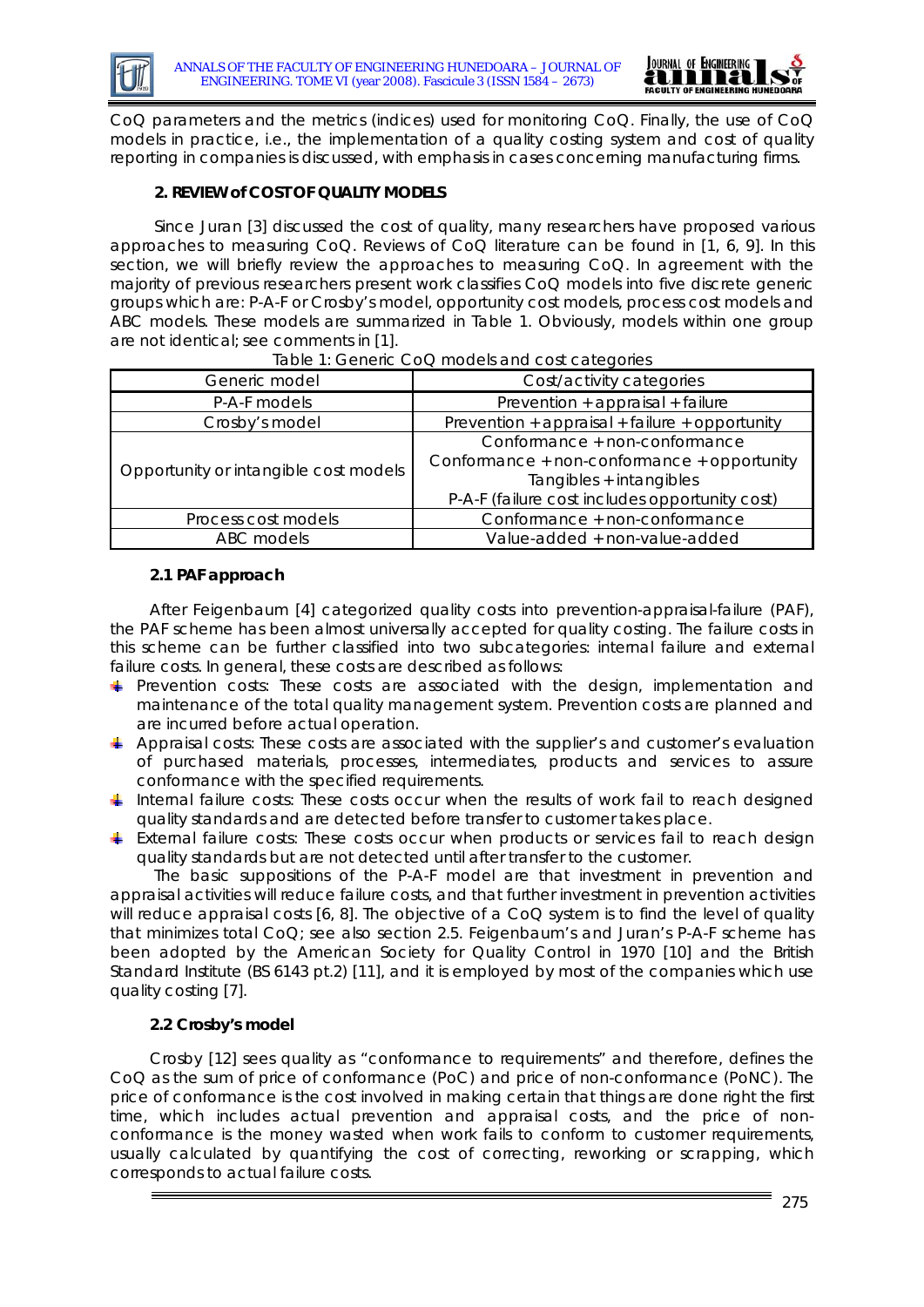CoQ parameters and the metrics (indices) used for monitoring CoQ. Finally, the use of CoQ models in practice, i.e., the implementation of a quality costing system and cost of quality reporting in companies is discussed, with emphasis in cases concerning manufacturing firms.

## 2. REVIEW of COST OF QUALITY MODELS

Since Juran [3] discussed the cost of quality, many researchers have proposed various approaches to measuring CoQ. Reviews of CoQ literature can be found in [1, 6, 9]. In this section, we will briefly review the approaches to measuring CoQ. In agreement with the majority of previous researchers present work classifies CoQ models into five discrete generic groups which are: P-A-F or Crosby's model, opportunity cost models, process cost models and ABC models. These models are summarized in Table 1. Obviously, models within one group are not identical; see comments in [1].

Table 1: Generic CoQ models and cost categories

| Generic model | Cost/activity categories |
| --- | --- |
| P-A-F models | Prevention + appraisal + failure |
| Crosby's model | Prevention + appraisal + failure + opportunity |
| Opportunity or intangible cost models | Conformance + non-conformance<br>Conformance + non-conformance + opportunity<br>Tangibles + intangibles<br>P-A-F (failure cost includes opportunity cost) |
| Process cost models | Conformance + non-conformance |
| ABC models | Value-added + non-value-added |

### 2.1 PAF approach

After Feigenbaum [4] categorized quality costs into prevention-appraisal-failure (PAF), the PAF scheme has been almost universally accepted for quality costing. The failure costs in this scheme can be further classified into two subcategories: internal failure and external failure costs. In general, these costs are described as follows:

- Prevention costs: These costs are associated with the design, implementation and maintenance of the total quality management system. Prevention costs are planned and are incurred before actual operation.
- Appraisal costs: These costs are associated with the supplier's and customer's evaluation of purchased materials, processes, intermediates, products and services to assure conformance with the specified requirements.
- Internal failure costs: These costs occur when the results of work fail to reach designed quality standards and are detected before transfer to customer takes place.
- External failure costs: These costs occur when products or services fail to reach design quality standards but are not detected until after transfer to the customer.

The basic suppositions of the P-A-F model are that investment in prevention and appraisal activities will reduce failure costs, and that further investment in prevention activities will reduce appraisal costs [6, 8]. The objective of a CoQ system is to find the level of quality that minimizes total CoQ; see also section 2.5. Feigenbaum's and Juran's P-A-F scheme has been adopted by the American Society for Quality Control in 1970 [10] and the British Standard Institute (BS 6143 pt.2) [11], and it is employed by most of the companies which use quality costing [7].

### 2.2 Crosby's model

Crosby [12] sees quality as "conformance to requirements" and therefore, defines the CoQ as the sum of price of conformance (PoC) and price of non-conformance (PoNC). The price of conformance is the cost involved in making certain that things are done right the first time, which includes actual prevention and appraisal costs, and the price of non-conformance is the money wasted when work fails to conform to customer requirements, usually calculated by quantifying the cost of correcting, reworking or scrapping, which corresponds to actual failure costs.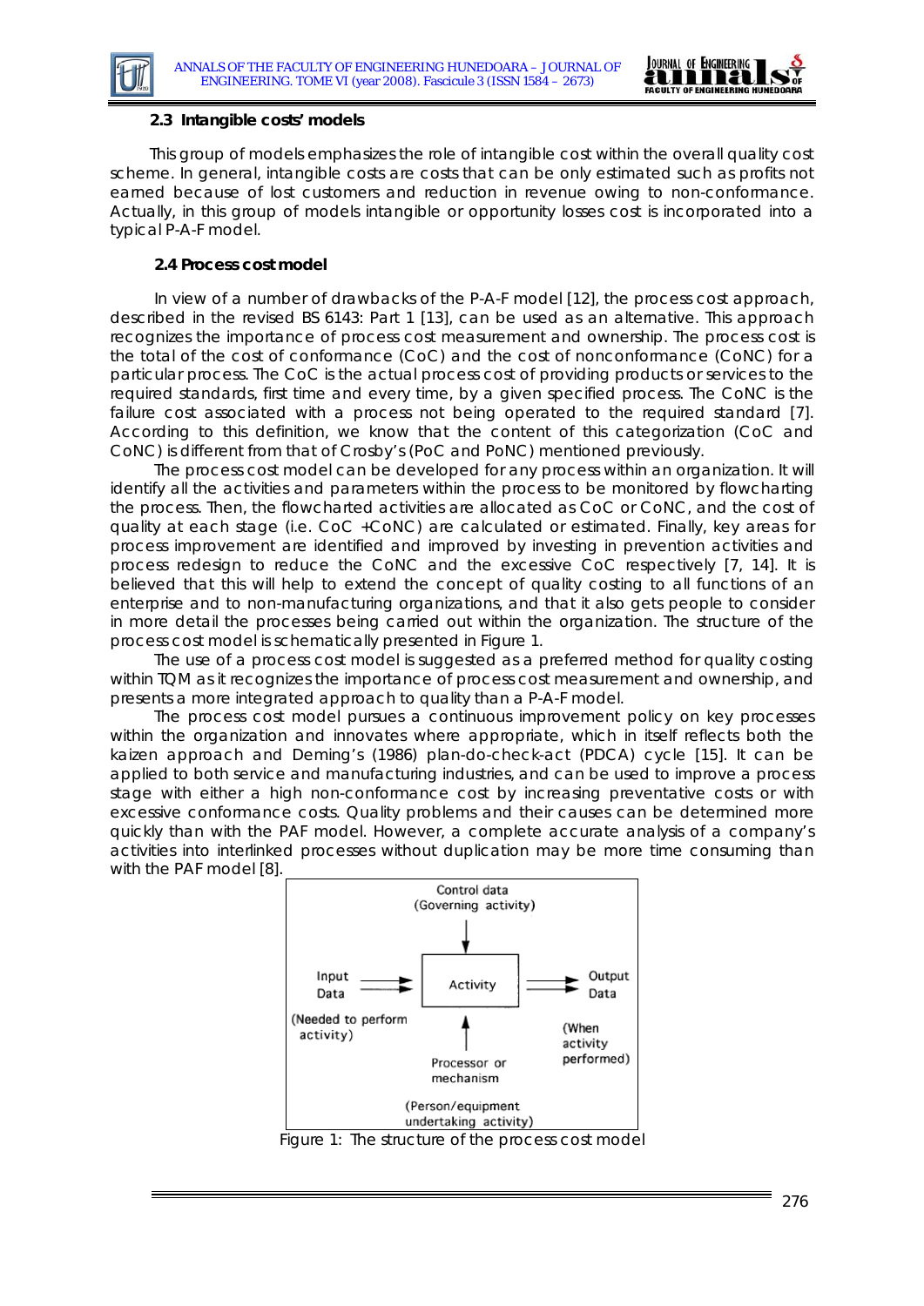### 2.3 Intangible costs' models

This group of models emphasizes the role of intangible cost within the overall quality cost scheme. In general, intangible costs are costs that can be only estimated such as profits not earned because of lost customers and reduction in revenue owing to non-conformance. Actually, in this group of models intangible or opportunity losses cost is incorporated into a typical P-A-F model.

### 2.4 Process cost model

In view of a number of drawbacks of the P-A-F model [12], the process cost approach, described in the revised BS 6143: Part 1 [13], can be used as an alternative. This approach recognizes the importance of process cost measurement and ownership. The process cost is the total of the cost of conformance (CoC) and the cost of nonconformance (CoNC) for a particular process. The CoC is the actual process cost of providing products or services to the required standards, first time and every time, by a given specified process. The CoNC is the failure cost associated with a process not being operated to the required standard [7]. According to this definition, we know that the content of this categorization (CoC and CoNC) is different from that of Crosby's (PoC and PoNC) mentioned previously.

The process cost model can be developed for any process within an organization. It will identify all the activities and parameters within the process to be monitored by flowcharting the process. Then, the flowcharted activities are allocated as CoC or CoNC, and the cost of quality at each stage (i.e. CoC +CoNC) are calculated or estimated. Finally, key areas for process improvement are identified and improved by investing in prevention activities and process redesign to reduce the CoNC and the excessive CoC respectively [7, 14]. It is believed that this will help to extend the concept of quality costing to all functions of an enterprise and to non-manufacturing organizations, and that it also gets people to consider in more detail the processes being carried out within the organization. The structure of the process cost model is schematically presented in Figure 1.

The use of a process cost model is suggested as a preferred method for quality costing within TQM as it recognizes the importance of process cost measurement and ownership, and presents a more integrated approach to quality than a P-A-F model.

The process cost model pursues a continuous improvement policy on key processes within the organization and innovates where appropriate, which in itself reflects both the kaizen approach and Deming's (1986) plan-do-check-act (PDCA) cycle [15]. It can be applied to both service and manufacturing industries, and can be used to improve a process stage with either a high non-conformance cost by increasing preventative costs or with excessive conformance costs. Quality problems and their causes can be determined more quickly than with the PAF model. However, a complete accurate analysis of a company's activities into interlinked processes without duplication may be more time consuming than with the PAF model [8].

Control data (Governing activity)

Input Data (Needed to perform activity) → Activity → Output Data (When activity performed)

Processor or mechanism (Person/equipment undertaking activity)

Figure 1: The structure of the process cost model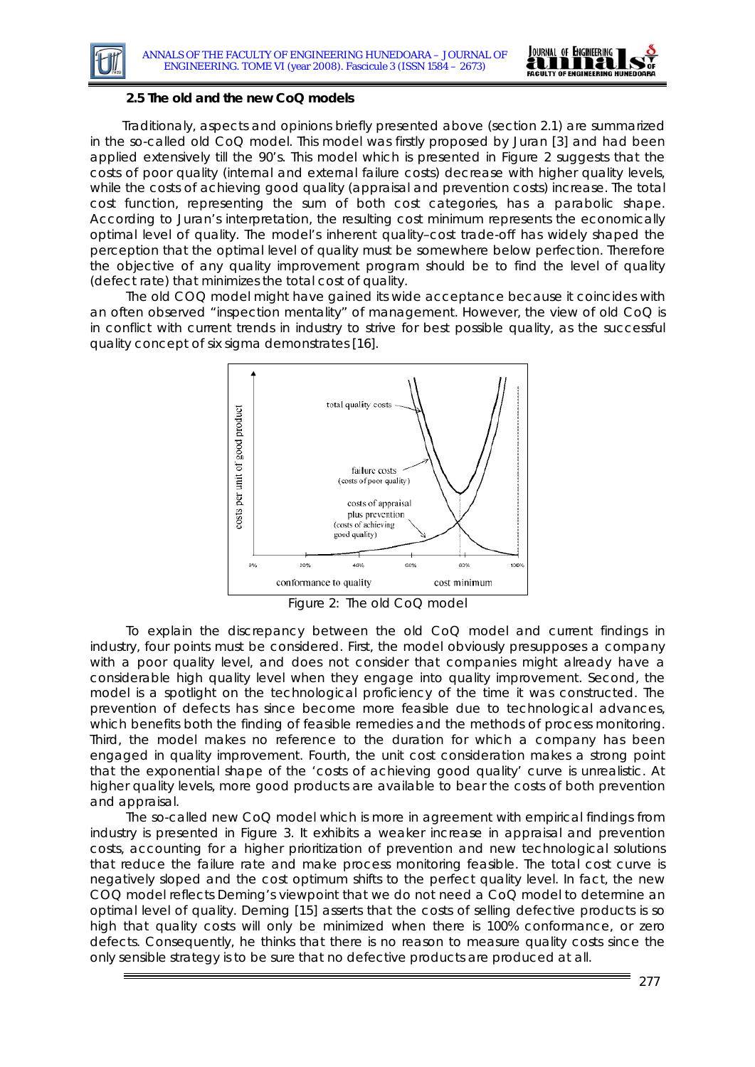### 2.5 The old and the new CoQ models

Traditionaly, aspects and opinions briefly presented above (section 2.1) are summarized in the so-called old CoQ model. This model was firstly proposed by Juran [3] and had been applied extensively till the 90's. This model which is presented in Figure 2 suggests that the costs of poor quality (internal and external failure costs) decrease with higher quality levels, while the costs of achieving good quality (appraisal and prevention costs) increase. The total cost function, representing the sum of both cost categories, has a parabolic shape. According to Juran's interpretation, the resulting cost minimum represents the economically optimal level of quality. The model's inherent quality–cost trade-off has widely shaped the perception that the optimal level of quality must be somewhere below perfection. Therefore the objective of any quality improvement program should be to find the level of quality (defect rate) that minimizes the total cost of quality.

The old COQ model might have gained its wide acceptance because it coincides with an often observed "inspection mentality" of management. However, the view of old CoQ is in conflict with current trends in industry to strive for best possible quality, as the successful quality concept of six sigma demonstrates [16].

Figure 2: The old CoQ model

To explain the discrepancy between the old CoQ model and current findings in industry, four points must be considered. First, the model obviously presupposes a company with a poor quality level, and does not consider that companies might already have a considerable high quality level when they engage into quality improvement. Second, the model is a spotlight on the technological proficiency of the time it was constructed. The prevention of defects has since become more feasible due to technological advances, which benefits both the finding of feasible remedies and the methods of process monitoring. Third, the model makes no reference to the duration for which a company has been engaged in quality improvement. Fourth, the unit cost consideration makes a strong point that the exponential shape of the 'costs of achieving good quality' curve is unrealistic. At higher quality levels, more good products are available to bear the costs of both prevention and appraisal.

The so-called new CoQ model which is more in agreement with empirical findings from industry is presented in Figure 3. It exhibits a weaker increase in appraisal and prevention costs, accounting for a higher prioritization of prevention and new technological solutions that reduce the failure rate and make process monitoring feasible. The total cost curve is negatively sloped and the cost optimum shifts to the perfect quality level. In fact, the new COQ model reflects Deming's viewpoint that we do not need a CoQ model to determine an optimal level of quality. Deming [15] asserts that the costs of selling defective products is so high that quality costs will only be minimized when there is 100% conformance, or zero defects. Consequently, he thinks that there is no reason to measure quality costs since the only sensible strategy is to be sure that no defective products are produced at all.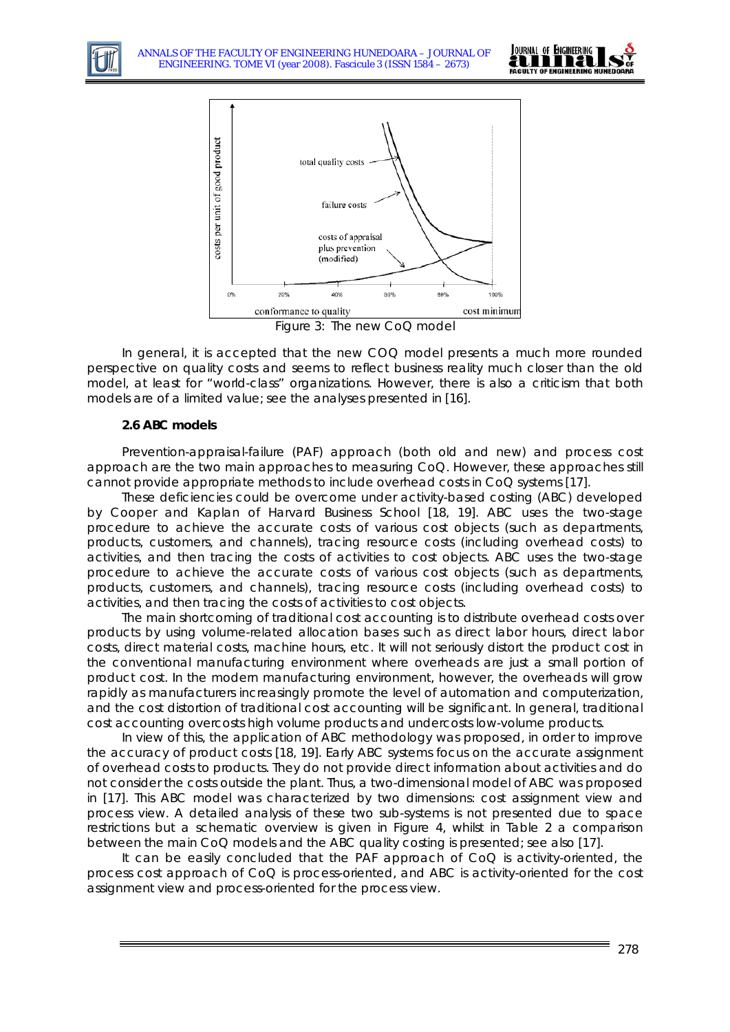Figure 3: The new CoQ model

In general, it is accepted that the new COQ model presents a much more rounded perspective on quality costs and seems to reflect business reality much closer than the old model, at least for "world-class" organizations. However, there is also a criticism that both models are of a limited value; see the analyses presented in [16].

### 2.6 ABC models

Prevention-appraisal-failure (PAF) approach (both old and new) and process cost approach are the two main approaches to measuring CoQ. However, these approaches still cannot provide appropriate methods to include overhead costs in CoQ systems [17].

These deficiencies could be overcome under activity-based costing (ABC) developed by Cooper and Kaplan of Harvard Business School [18, 19]. ABC uses the two-stage procedure to achieve the accurate costs of various cost objects (such as departments, products, customers, and channels), tracing resource costs (including overhead costs) to activities, and then tracing the costs of activities to cost objects. ABC uses the two-stage procedure to achieve the accurate costs of various cost objects (such as departments, products, customers, and channels), tracing resource costs (including overhead costs) to activities, and then tracing the costs of activities to cost objects.

The main shortcoming of traditional cost accounting is to distribute overhead costs over products by using volume-related allocation bases such as direct labor hours, direct labor costs, direct material costs, machine hours, etc. It will not seriously distort the product cost in the conventional manufacturing environment where overheads are just a small portion of product cost. In the modern manufacturing environment, however, the overheads will grow rapidly as manufacturers increasingly promote the level of automation and computerization, and the cost distortion of traditional cost accounting will be significant. In general, traditional cost accounting overcosts high volume products and undercosts low-volume products.

In view of this, the application of ABC methodology was proposed, in order to improve the accuracy of product costs [18, 19]. Early ABC systems focus on the accurate assignment of overhead costs to products. They do not provide direct information about activities and do not consider the costs outside the plant. Thus, a two-dimensional model of ABC was proposed in [17]. This ABC model was characterized by two dimensions: cost assignment view and process view. A detailed analysis of these two sub-systems is not presented due to space restrictions but a schematic overview is given in Figure 4, whilst in Table 2 a comparison between the main CoQ models and the ABC quality costing is presented; see also [17].

It can be easily concluded that the PAF approach of CoQ is activity-oriented, the process cost approach of CoQ is process-oriented, and ABC is activity-oriented for the cost assignment view and process-oriented for the process view.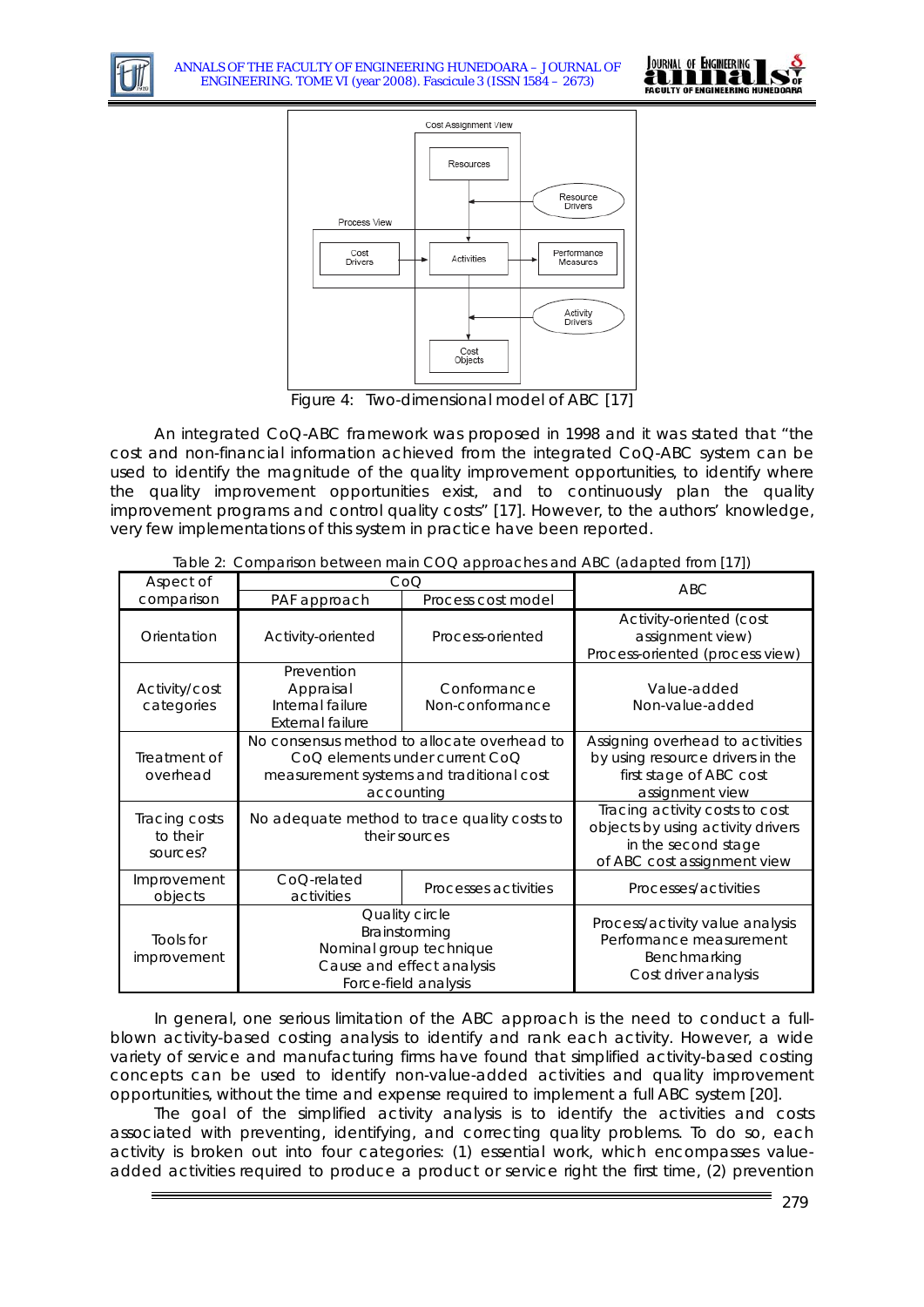Figure 4: Two-dimensional model of ABC [17]

An integrated CoQ-ABC framework was proposed in 1998 and it was stated that "the cost and non-financial information achieved from the integrated CoQ-ABC system can be used to identify the magnitude of the quality improvement opportunities, to identify where the quality improvement opportunities exist, and to continuously plan the quality improvement programs and control quality costs" [17]. However, to the authors' knowledge, very few implementations of this system in practice have been reported.

Table 2: Comparison between main COQ approaches and ABC (adapted from [17])

| Aspect of comparison | CoQ | | ABC |
|---|---|---|---|
| | PAF approach | Process cost model | |
| Orientation | Activity-oriented | Process-oriented | Activity-oriented (cost assignment view) Process-oriented (process view) |
| Activity/cost categories | Prevention Appraisal Internal failure External failure | Conformance Non-conformance | Value-added Non-value-added |
| Treatment of overhead | No consensus method to allocate overhead to CoQ elements under current CoQ measurement systems and traditional cost accounting | | Assigning overhead to activities by using resource drivers in the first stage of ABC cost assignment view |
| Tracing costs to their sources? | No adequate method to trace quality costs to their sources | | Tracing activity costs to cost objects by using activity drivers in the second stage of ABC cost assignment view |
| Improvement objects | CoQ-related activities | Processes activities | Processes/activities |
| Tools for improvement | Quality circle Brainstorming Nominal group technique Cause and effect analysis Force-field analysis | | Process/activity value analysis Performance measurement Benchmarking Cost driver analysis |

In general, one serious limitation of the ABC approach is the need to conduct a full-blown activity-based costing analysis to identify and rank each activity. However, a wide variety of service and manufacturing firms have found that simplified activity-based costing concepts can be used to identify non-value-added activities and quality improvement opportunities, without the time and expense required to implement a full ABC system [20].

The goal of the simplified activity analysis is to identify the activities and costs associated with preventing, identifying, and correcting quality problems. To do so, each activity is broken out into four categories: (1) essential work, which encompasses value-added activities required to produce a product or service right the first time, (2) prevention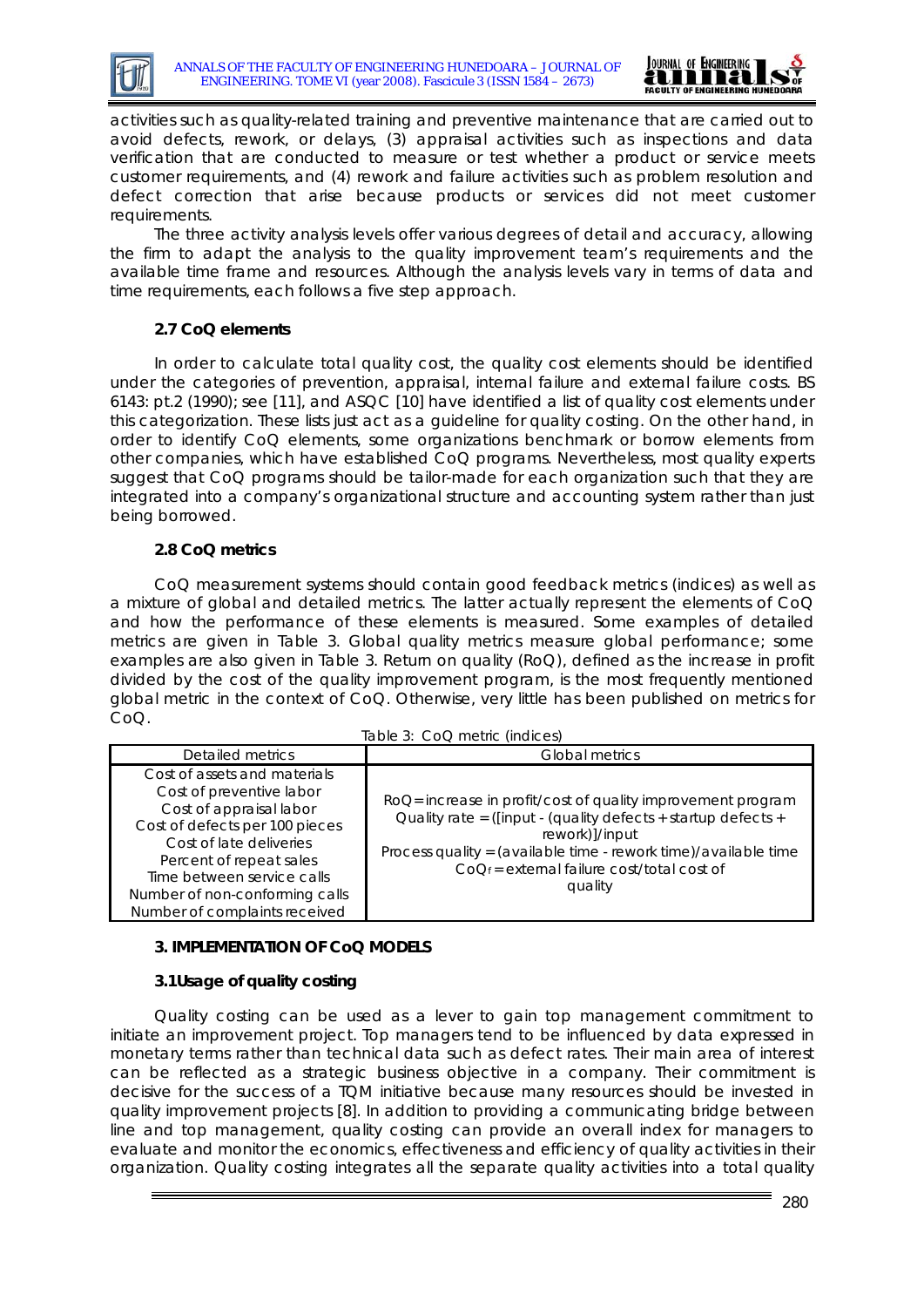activities such as quality-related training and preventive maintenance that are carried out to avoid defects, rework, or delays, (3) appraisal activities such as inspections and data verification that are conducted to measure or test whether a product or service meets customer requirements, and (4) rework and failure activities such as problem resolution and defect correction that arise because products or services did not meet customer requirements.

The three activity analysis levels offer various degrees of detail and accuracy, allowing the firm to adapt the analysis to the quality improvement team's requirements and the available time frame and resources. Although the analysis levels vary in terms of data and time requirements, each follows a five step approach.

### 2.7 CoQ elements

In order to calculate total quality cost, the quality cost elements should be identified under the categories of prevention, appraisal, internal failure and external failure costs. BS 6143: pt.2 (1990); see [11], and ASQC [10] have identified a list of quality cost elements under this categorization. These lists just act as a guideline for quality costing. On the other hand, in order to identify CoQ elements, some organizations benchmark or borrow elements from other companies, which have established CoQ programs. Nevertheless, most quality experts suggest that CoQ programs should be tailor-made for each organization such that they are integrated into a company's organizational structure and accounting system rather than just being borrowed.

### 2.8 CoQ metrics

CoQ measurement systems should contain good feedback metrics (indices) as well as a mixture of global and detailed metrics. The latter actually represent the elements of CoQ and how the performance of these elements is measured. Some examples of detailed metrics are given in Table 3. Global quality metrics measure global performance; some examples are also given in Table 3. Return on quality (RoQ), defined as the increase in profit divided by the cost of the quality improvement program, is the most frequently mentioned global metric in the context of CoQ. Otherwise, very little has been published on metrics for CoQ.

Table 3: CoQ metric (indices)

| Detailed metrics | Global metrics |
|---|---|
| Cost of assets and materials<br>Cost of preventive labor<br>Cost of appraisal labor<br>Cost of defects per 100 pieces<br>Cost of late deliveries<br>Percent of repeat sales<br>Time between service calls<br>Number of non-conforming calls<br>Number of complaints received | RoQ = increase in profit/cost of quality improvement program<br>Quality rate = ([input - (quality defects + startup defects + rework)]/input<br>Process quality = (available time - rework time)/available time<br>$CoQ_f$ = external failure cost/total cost of quality |

## 3. IMPLEMENTATION OF CoQ MODELS

### 3.1 Usage of quality costing

Quality costing can be used as a lever to gain top management commitment to initiate an improvement project. Top managers tend to be influenced by data expressed in monetary terms rather than technical data such as defect rates. Their main area of interest can be reflected as a strategic business objective in a company. Their commitment is decisive for the success of a TQM initiative because many resources should be invested in quality improvement projects [8]. In addition to providing a communicating bridge between line and top management, quality costing can provide an overall index for managers to evaluate and monitor the economics, effectiveness and efficiency of quality activities in their organization. Quality costing integrates all the separate quality activities into a total quality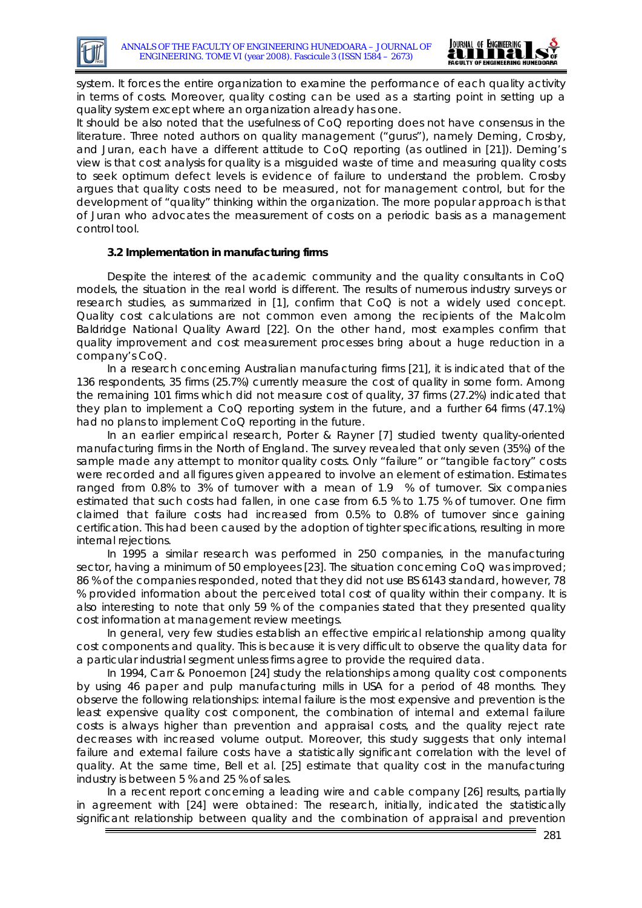system. It forces the entire organization to examine the performance of each quality activity in terms of costs. Moreover, quality costing can be used as a starting point in setting up a quality system except where an organization already has one.

It should be also noted that the usefulness of CoQ reporting does not have consensus in the literature. Three noted authors on quality management ("gurus"), namely Deming, Crosby, and Juran, each have a different attitude to CoQ reporting (as outlined in [21]). Deming's view is that cost analysis for quality is a misguided waste of time and measuring quality costs to seek optimum defect levels is evidence of failure to understand the problem. Crosby argues that quality costs need to be measured, not for management control, but for the development of "quality" thinking within the organization. The more popular approach is that of Juran who advocates the measurement of costs on a periodic basis as a management control tool.

### 3.2 Implementation in manufacturing firms

Despite the interest of the academic community and the quality consultants in CoQ models, the situation in the real world is different. The results of numerous industry surveys or research studies, as summarized in [1], confirm that CoQ is not a widely used concept. Quality cost calculations are not common even among the recipients of the Malcolm Baldridge National Quality Award [22]. On the other hand, most examples confirm that quality improvement and cost measurement processes bring about a huge reduction in a company's CoQ.

In a research concerning Australian manufacturing firms [21], it is indicated that of the 136 respondents, 35 firms (25.7%) currently measure the cost of quality in some form. Among the remaining 101 firms which did not measure cost of quality, 37 firms (27.2%) indicated that they plan to implement a CoQ reporting system in the future, and a further 64 firms (47.1%) had no plans to implement CoQ reporting in the future.

In an earlier empirical research, Porter & Rayner [7] studied twenty quality-oriented manufacturing firms in the North of England. The survey revealed that only seven (35%) of the sample made any attempt to monitor quality costs. Only "failure" or "tangible factory" costs were recorded and all figures given appeared to involve an element of estimation. Estimates ranged from 0.8% to 3% of turnover with a mean of 1.9 % of turnover. Six companies estimated that such costs had fallen, in one case from 6.5 % to 1.75 % of turnover. One firm claimed that failure costs had increased from 0.5% to 0.8% of turnover since gaining certification. This had been caused by the adoption of tighter specifications, resulting in more internal rejections.

In 1995 a similar research was performed in 250 companies, in the manufacturing sector, having a minimum of 50 employees [23]. The situation concerning CoQ was improved; 86 % of the companies responded, noted that they did not use BS 6143 standard, however, 78 % provided information about the perceived total cost of quality within their company. It is also interesting to note that only 59 % of the companies stated that they presented quality cost information at management review meetings.

In general, very few studies establish an effective empirical relationship among quality cost components and quality. This is because it is very difficult to observe the quality data for a particular industrial segment unless firms agree to provide the required data.

In 1994, Carr & Ponoemon [24] study the relationships among quality cost components by using 46 paper and pulp manufacturing mills in USA for a period of 48 months. They observe the following relationships: internal failure is the most expensive and prevention is the least expensive quality cost component, the combination of internal and external failure costs is always higher than prevention and appraisal costs, and the quality reject rate decreases with increased volume output. Moreover, this study suggests that only internal failure and external failure costs have a statistically significant correlation with the level of quality. At the same time, Bell et al. [25] estimate that quality cost in the manufacturing industry is between 5 % and 25 % of sales.

In a recent report concerning a leading wire and cable company [26] results, partially in agreement with [24] were obtained: The research, initially, indicated the statistically significant relationship between quality and the combination of appraisal and prevention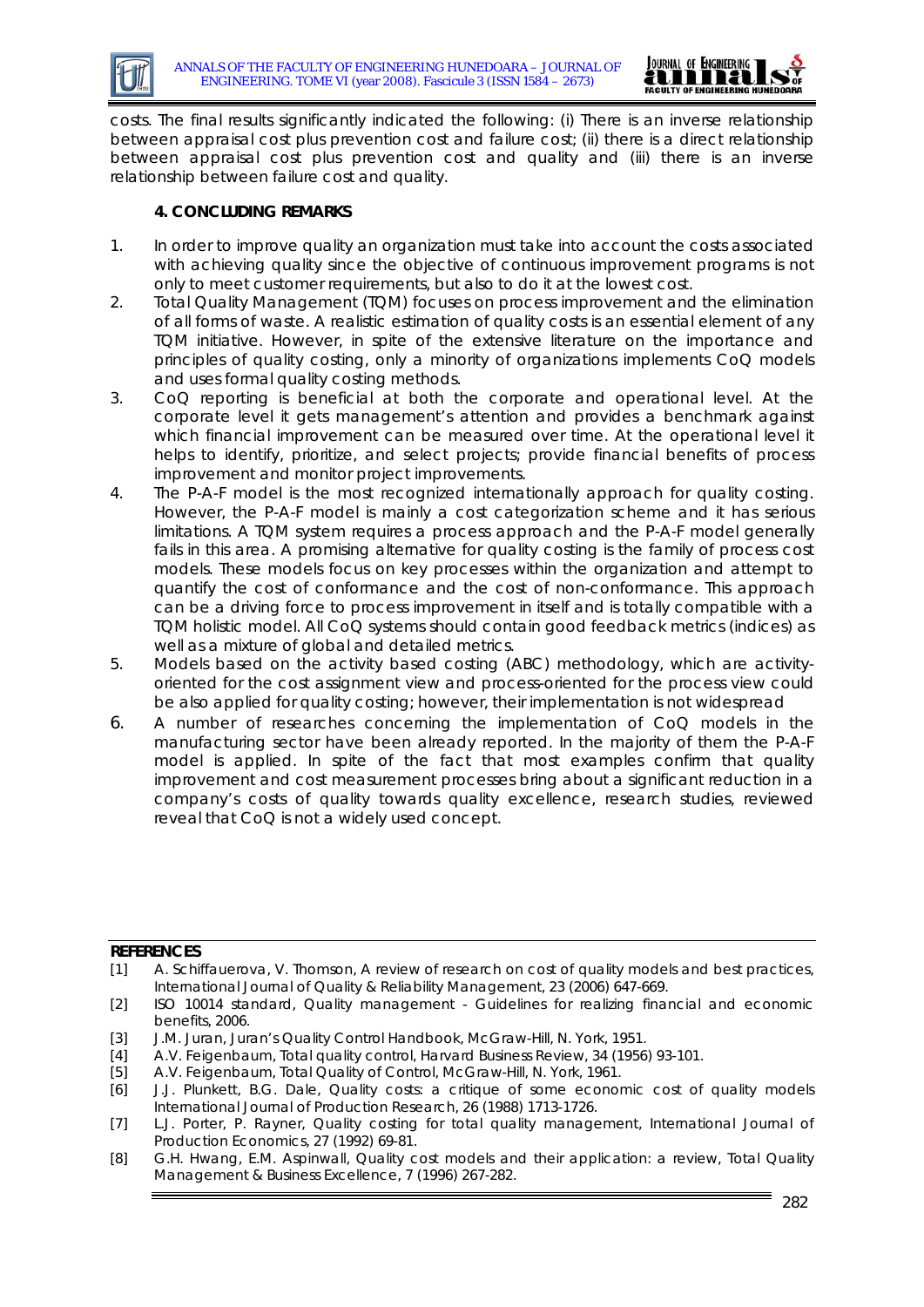costs. The final results significantly indicated the following: (i) There is an inverse relationship between appraisal cost plus prevention cost and failure cost; (ii) there is a direct relationship between appraisal cost plus prevention cost and quality and (iii) there is an inverse relationship between failure cost and quality.

## 4. CONCLUDING REMARKS

1. In order to improve quality an organization must take into account the costs associated with achieving quality since the objective of continuous improvement programs is not only to meet customer requirements, but also to do it at the lowest cost.
2. Total Quality Management (TQM) focuses on process improvement and the elimination of all forms of waste. A realistic estimation of quality costs is an essential element of any TQM initiative. However, in spite of the extensive literature on the importance and principles of quality costing, only a minority of organizations implements CoQ models and uses formal quality costing methods.
3. CoQ reporting is beneficial at both the corporate and operational level. At the corporate level it gets management's attention and provides a benchmark against which financial improvement can be measured over time. At the operational level it helps to identify, prioritize, and select projects; provide financial benefits of process improvement and monitor project improvements.
4. The P-A-F model is the most recognized internationally approach for quality costing. However, the P-A-F model is mainly a cost categorization scheme and it has serious limitations. A TQM system requires a process approach and the P-A-F model generally fails in this area. A promising alternative for quality costing is the family of process cost models. These models focus on key processes within the organization and attempt to quantify the cost of conformance and the cost of non-conformance. This approach can be a driving force to process improvement in itself and is totally compatible with a TQM holistic model. All CoQ systems should contain good feedback metrics (indices) as well as a mixture of global and detailed metrics.
5. Models based on the activity based costing (ABC) methodology, which are activity-oriented for the cost assignment view and process-oriented for the process view could be also applied for quality costing; however, their implementation is not widespread
6. A number of researches concerning the implementation of CoQ models in the manufacturing sector have been already reported. In the majority of them the P-A-F model is applied. In spite of the fact that most examples confirm that quality improvement and cost measurement processes bring about a significant reduction in a company's costs of quality towards quality excellence, research studies, reviewed reveal that CoQ is not a widely used concept.

## REFERENCES

[1] A. Schiffauerova, V. Thomson, A review of research on cost of quality models and best practices, International Journal of Quality & Reliability Management, 23 (2006) 647-669.

[2] ISO 10014 standard, Quality management - Guidelines for realizing financial and economic benefits, 2006.

[3] J.M. Juran, Juran's Quality Control Handbook, McGraw-Hill, N. York, 1951.

[4] A.V. Feigenbaum, Total quality control, Harvard Business Review, 34 (1956) 93-101.

[5] A.V. Feigenbaum, Total Quality of Control, McGraw-Hill, N. York, 1961.

[6] J.J. Plunkett, B.G. Dale, Quality costs: a critique of some economic cost of quality models International Journal of Production Research, 26 (1988) 1713-1726.

[7] L.J. Porter, P. Rayner, Quality costing for total quality management, International Journal of Production Economics, 27 (1992) 69-81.

[8] G.H. Hwang, E.M. Aspinwall, Quality cost models and their application: a review, Total Quality Management & Business Excellence, 7 (1996) 267-282.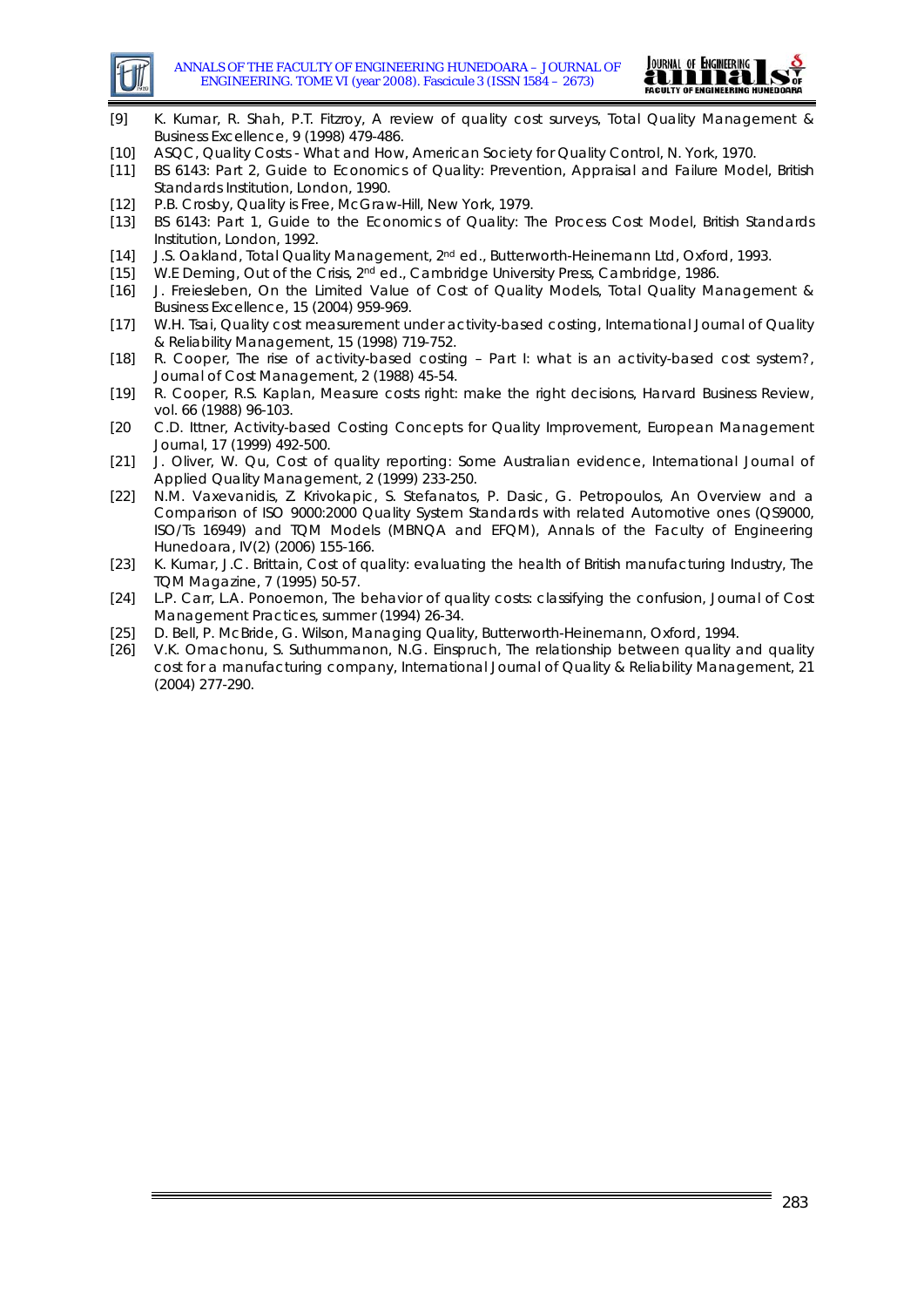[9] K. Kumar, R. Shah, P.T. Fitzroy, A review of quality cost surveys, Total Quality Management & Business Excellence, 9 (1998) 479-486.

[10] ASQC, Quality Costs - What and How, American Society for Quality Control, N. York, 1970.

[11] BS 6143: Part 2, Guide to Economics of Quality: Prevention, Appraisal and Failure Model, British Standards Institution, London, 1990.

[12] P.B. Crosby, Quality is Free, McGraw-Hill, New York, 1979.

[13] BS 6143: Part 1, Guide to the Economics of Quality: The Process Cost Model, British Standards Institution, London, 1992.

[14] J.S. Oakland, Total Quality Management, 2nd ed., Butterworth-Heinemann Ltd, Oxford, 1993.

[15] W.E Deming, Out of the Crisis, 2nd ed., Cambridge University Press, Cambridge, 1986.

[16] J. Freiesleben, On the Limited Value of Cost of Quality Models, Total Quality Management & Business Excellence, 15 (2004) 959-969.

[17] W.H. Tsai, Quality cost measurement under activity-based costing, International Journal of Quality & Reliability Management, 15 (1998) 719-752.

[18] R. Cooper, The rise of activity-based costing – Part I: what is an activity-based cost system?, Journal of Cost Management, 2 (1988) 45-54.

[19] R. Cooper, R.S. Kaplan, Measure costs right: make the right decisions, Harvard Business Review, vol. 66 (1988) 96-103.

[20 C.D. Ittner, Activity-based Costing Concepts for Quality Improvement, European Management Journal, 17 (1999) 492-500.

[21] J. Oliver, W. Qu, Cost of quality reporting: Some Australian evidence, International Journal of Applied Quality Management, 2 (1999) 233-250.

[22] N.M. Vaxevanidis, Z. Krivokapic, S. Stefanatos, P. Dasic, G. Petropoulos, An Overview and a Comparison of ISO 9000:2000 Quality System Standards with related Automotive ones (QS9000, ISO/Ts 16949) and TQM Models (MBNQA and EFQM), Annals of the Faculty of Engineering Hunedoara, IV(2) (2006) 155-166.

[23] K. Kumar, J.C. Brittain, Cost of quality: evaluating the health of British manufacturing Industry, The TQM Magazine, 7 (1995) 50-57.

[24] L.P. Carr, L.A. Ponoemon, The behavior of quality costs: classifying the confusion, Journal of Cost Management Practices, summer (1994) 26-34.

[25] D. Bell, P. McBride, G. Wilson, Managing Quality, Butterworth-Heinemann, Oxford, 1994.

[26] V.K. Omachonu, S. Suthummanon, N.G. Einspruch, The relationship between quality and quality cost for a manufacturing company, International Journal of Quality & Reliability Management, 21 (2004) 277-290.